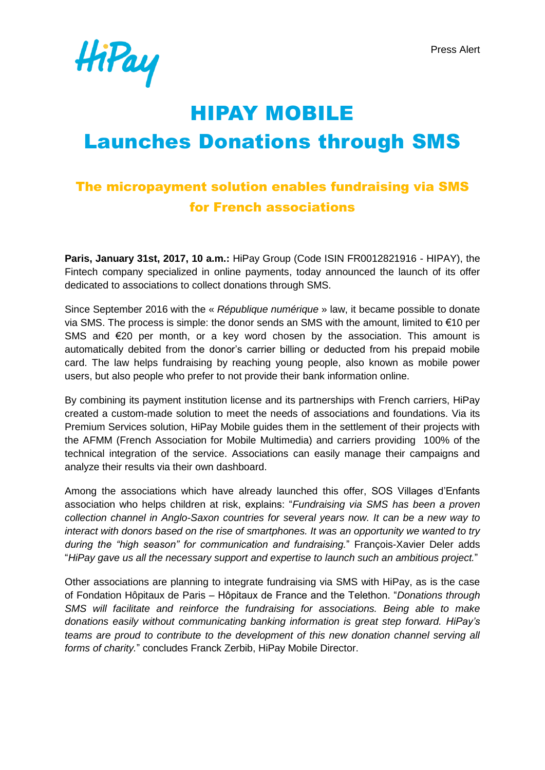HiPay

Press Alert

# HIPAY MOBILE
# Launches Donations through SMS

## The micropayment solution enables fundraising via SMS for French associations

**Paris, January 31st, 2017, 10 a.m.:** HiPay Group (Code ISIN FR0012821916 - HIPAY), the Fintech company specialized in online payments, today announced the launch of its offer dedicated to associations to collect donations through SMS.

Since September 2016 with the « *République numérique* » law, it became possible to donate via SMS. The process is simple: the donor sends an SMS with the amount, limited to €10 per SMS and €20 per month, or a key word chosen by the association. This amount is automatically debited from the donor's carrier billing or deducted from his prepaid mobile card. The law helps fundraising by reaching young people, also known as mobile power users, but also people who prefer to not provide their bank information online.

By combining its payment institution license and its partnerships with French carriers, HiPay created a custom-made solution to meet the needs of associations and foundations. Via its Premium Services solution, HiPay Mobile guides them in the settlement of their projects with the AFMM (French Association for Mobile Multimedia) and carriers providing 100% of the technical integration of the service. Associations can easily manage their campaigns and analyze their results via their own dashboard.

Among the associations which have already launched this offer, SOS Villages d'Enfants association who helps children at risk, explains: "*Fundraising via SMS has been a proven collection channel in Anglo-Saxon countries for several years now. It can be a new way to interact with donors based on the rise of smartphones. It was an opportunity we wanted to try during the "high season" for communication and fundraising.*" François-Xavier Deler adds "*HiPay gave us all the necessary support and expertise to launch such an ambitious project.*"

Other associations are planning to integrate fundraising via SMS with HiPay, as is the case of Fondation Hôpitaux de Paris – Hôpitaux de France and the Telethon. "*Donations through SMS will facilitate and reinforce the fundraising for associations. Being able to make donations easily without communicating banking information is great step forward. HiPay's teams are proud to contribute to the development of this new donation channel serving all forms of charity.*" concludes Franck Zerbib, HiPay Mobile Director.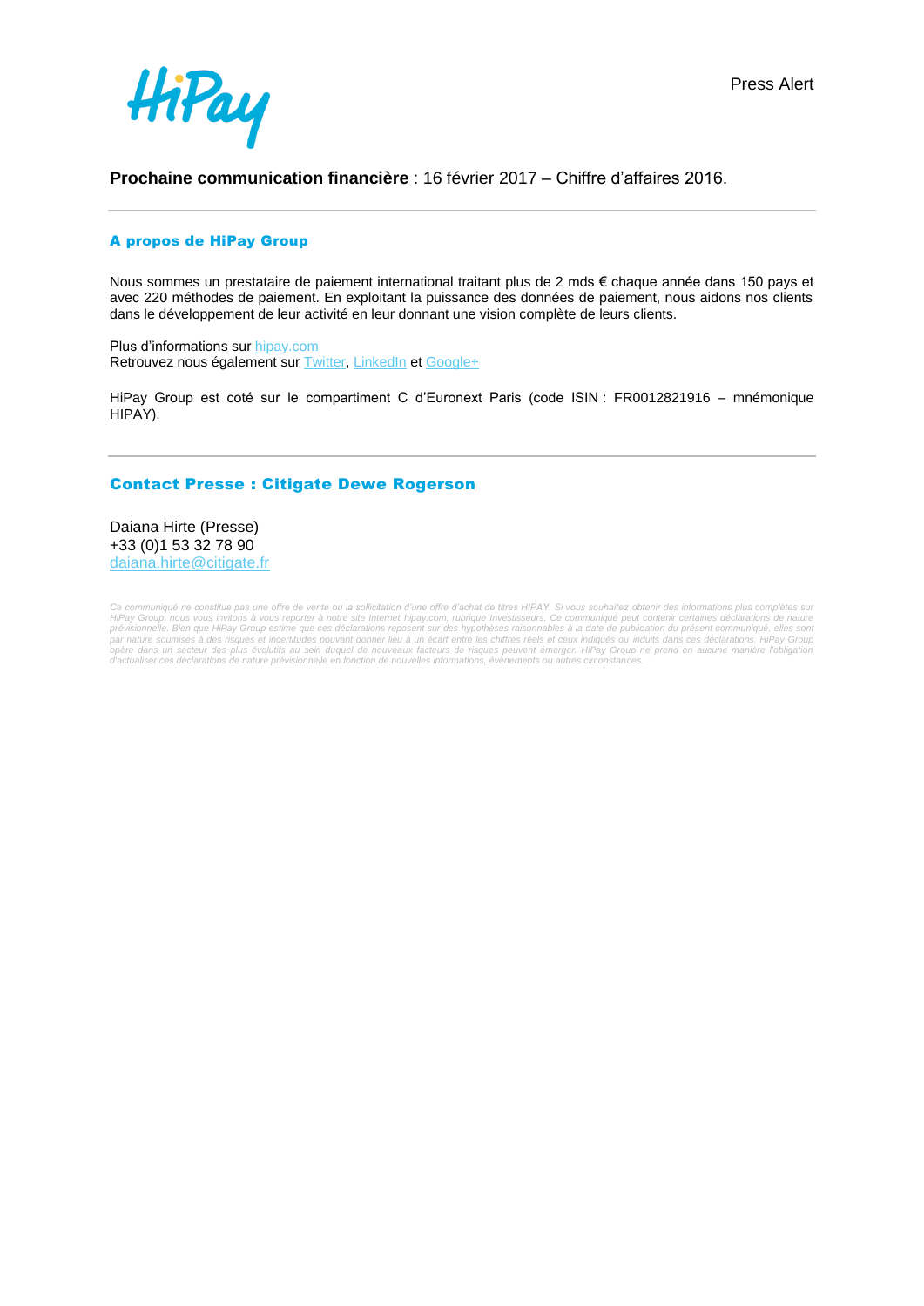**Prochaine communication financière** : 16 février 2017 – Chiffre d'affaires 2016.

---

### A propos de HiPay Group

Nous sommes un prestataire de paiement international traitant plus de 2 mds € chaque année dans 150 pays et avec 220 méthodes de paiement. En exploitant la puissance des données de paiement, nous aidons nos clients dans le développement de leur activité en leur donnant une vision complète de leurs clients.

Plus d'informations sur [hipay.com](hipay.com)
Retrouvez nous également sur [Twitter](), [LinkedIn]() et [Google+]()

HiPay Group est coté sur le compartiment C d'Euronext Paris (code ISIN : FR0012821916 – mnémonique HIPAY).

---

### Contact Presse : Citigate Dewe Rogerson

Daiana Hirte (Presse)
+33 (0)1 53 32 78 90
daiana.hirte@citigate.fr

*Ce communiqué ne constitue pas une offre de vente ou la sollicitation d'une offre d'achat de titres HIPAY. Si vous souhaitez obtenir des informations plus complètes sur HiPay Group, nous vous invitons à vous reporter à notre site Internet hipay.com, rubrique Investisseurs. Ce communiqué peut contenir certaines déclarations de nature prévisionnelle. Bien que HiPay Group estime que ces déclarations reposent sur des hypothèses raisonnables à la date de publication du présent communiqué, elles sont par nature soumises à des risques et incertitudes pouvant donner lieu à un écart entre les chiffres réels et ceux indiqués ou induits dans ces déclarations. HiPay Group opère dans un secteur des plus évolutifs au sein duquel de nouveaux facteurs de risques peuvent émerger. HiPay Group ne prend en aucune manière l'obligation d'actualiser ces déclarations de nature prévisionnelle en fonction de nouvelles informations, évènements ou autres circonstances.*